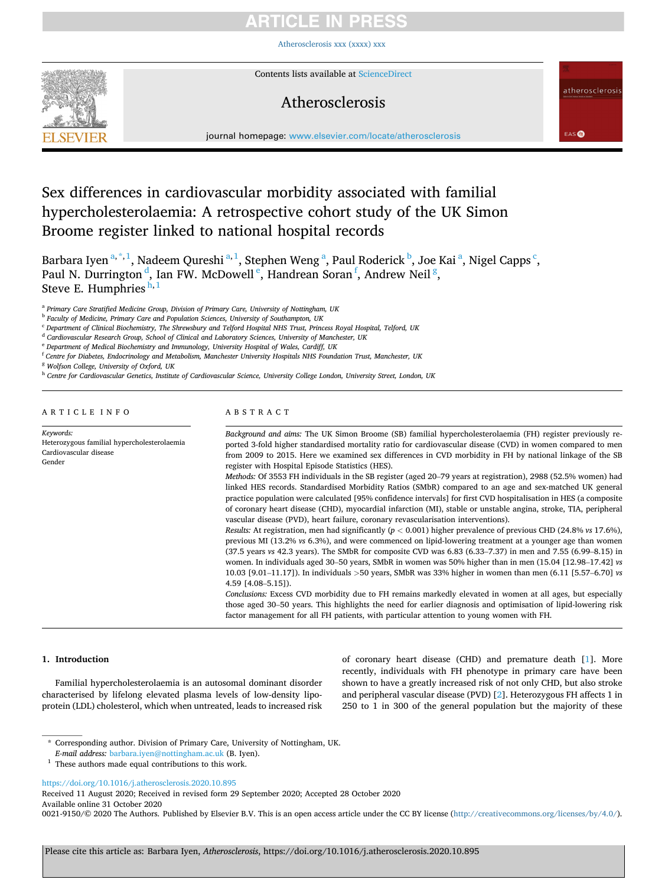# Sex differences in cardiovascular morbidity associated with familial hypercholesterolaemia: A retrospective cohort study of the UK Simon Broome register linked to national hospital records

Barbara Iyen [a,*,1], Nadeem Qureshi [a,1], Stephen Weng [a], Paul Roderick [b], Joe Kai [a], Nigel Capps [c], Paul N. Durrington [d], Ian FW. McDowell [e], Handrean Soran [f], Andrew Neil [g], Steve E. Humphries [h,1]

[a] *Primary Care Stratified Medicine Group, Division of Primary Care, University of Nottingham, UK*
[b] *Faculty of Medicine, Primary Care and Population Sciences, University of Southampton, UK*
[c] *Department of Clinical Biochemistry, The Shrewsbury and Telford Hospital NHS Trust, Princess Royal Hospital, Telford, UK*
[d] *Cardiovascular Research Group, School of Clinical and Laboratory Sciences, University of Manchester, UK*
[e] *Department of Medical Biochemistry and Immunology, University Hospital of Wales, Cardiff, UK*
[f] *Centre for Diabetes, Endocrinology and Metabolism, Manchester University Hospitals NHS Foundation Trust, Manchester, UK*
[g] *Wolfson College, University of Oxford, UK*
[h] *Centre for Cardiovascular Genetics, Institute of Cardiovascular Science, University College London, University Street, London, UK*

## ARTICLE INFO

*Keywords:*
Heterozygous familial hypercholesterolaemia
Cardiovascular disease
Gender

## ABSTRACT

*Background and aims:* The UK Simon Broome (SB) familial hypercholesterolaemia (FH) register previously reported 3-fold higher standardised mortality ratio for cardiovascular disease (CVD) in women compared to men from 2009 to 2015. Here we examined sex differences in CVD morbidity in FH by national linkage of the SB register with Hospital Episode Statistics (HES).

*Methods:* Of 3553 FH individuals in the SB register (aged 20–79 years at registration), 2988 (52.5% women) had linked HES records. Standardised Morbidity Ratios (SMbR) compared to an age and sex-matched UK general practice population were calculated [95% confidence intervals] for first CVD hospitalisation in HES (a composite of coronary heart disease (CHD), myocardial infarction (MI), stable or unstable angina, stroke, TIA, peripheral vascular disease (PVD), heart failure, coronary revascularisation interventions).

*Results:* At registration, men had significantly ($p < 0.001$) higher prevalence of previous CHD (24.8% *vs* 17.6%), previous MI (13.2% *vs* 6.3%), and were commenced on lipid-lowering treatment at a younger age than women (37.5 years *vs* 42.3 years). The SMbR for composite CVD was 6.83 (6.33–7.37) in men and 7.55 (6.99–8.15) in women. In individuals aged 30–50 years, SMbR in women was 50% higher than in men (15.04 [12.98–17.42] *vs* 10.03 [9.01–11.17]). In individuals >50 years, SMbR was 33% higher in women than men (6.11 [5.57–6.70] *vs* 4.59 [4.08–5.15]).

*Conclusions:* Excess CVD morbidity due to FH remains markedly elevated in women at all ages, but especially those aged 30–50 years. This highlights the need for earlier diagnosis and optimisation of lipid-lowering risk factor management for all FH patients, with particular attention to young women with FH.

## 1. Introduction

Familial hypercholesterolaemia is an autosomal dominant disorder characterised by lifelong elevated plasma levels of low-density lipoprotein (LDL) cholesterol, which when untreated, leads to increased risk of coronary heart disease (CHD) and premature death [1]. More recently, individuals with FH phenotype in primary care have been shown to have a greatly increased risk of not only CHD, but also stroke and peripheral vascular disease (PVD) [2]. Heterozygous FH affects 1 in 250 to 1 in 300 of the general population but the majority of these

---

* Corresponding author. Division of Primary Care, University of Nottingham, UK.
*E-mail address:* barbara.iyen@nottingham.ac.uk (B. Iyen).
[1] These authors made equal contributions to this work.

https://doi.org/10.1016/j.atherosclerosis.2020.10.895
Received 11 August 2020; Received in revised form 29 September 2020; Accepted 28 October 2020
Available online 31 October 2020
0021-9150/© 2020 The Authors. Published by Elsevier B.V. This is an open access article under the CC BY license (http://creativecommons.org/licenses/by/4.0/).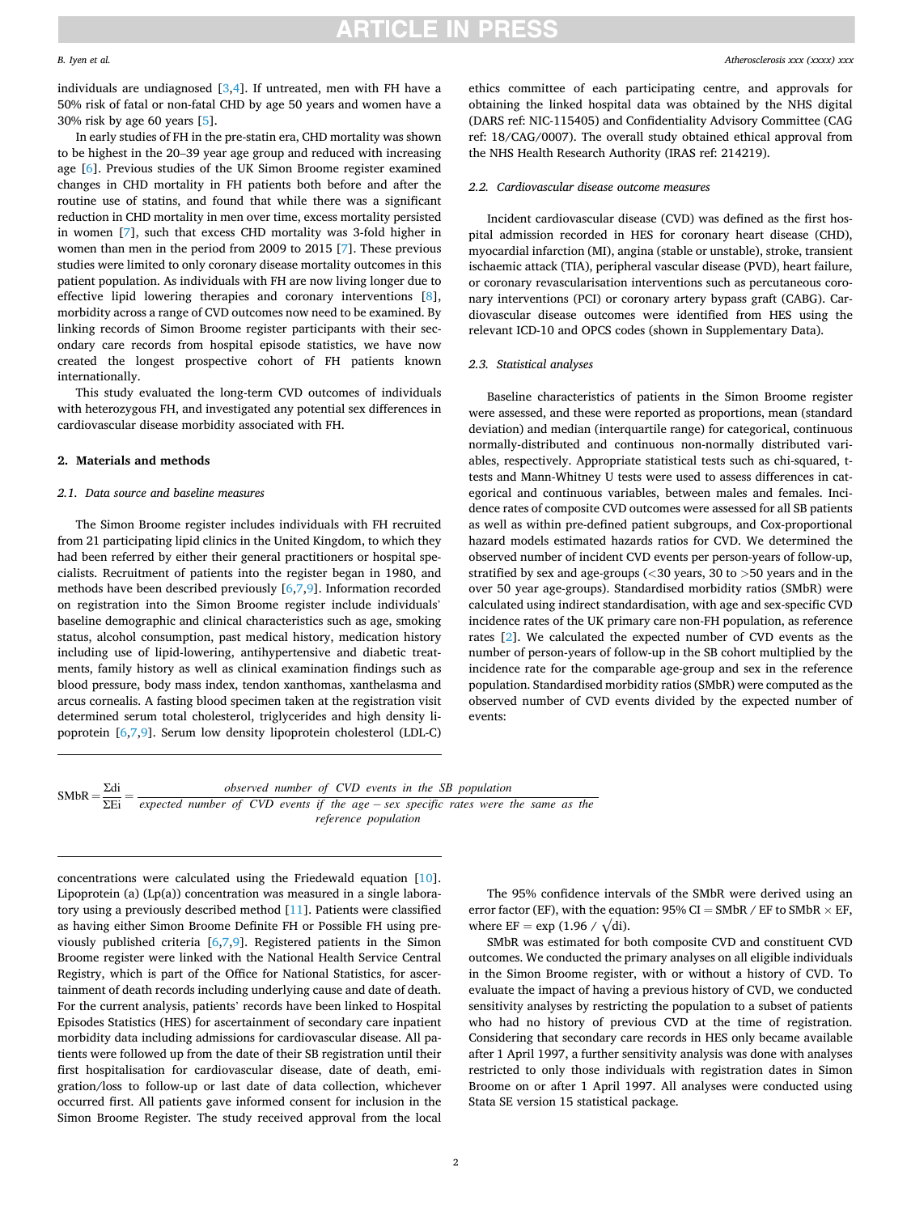individuals are undiagnosed [3,4]. If untreated, men with FH have a 50% risk of fatal or non-fatal CHD by age 50 years and women have a 30% risk by age 60 years [5].

In early studies of FH in the pre-statin era, CHD mortality was shown to be highest in the 20–39 year age group and reduced with increasing age [6]. Previous studies of the UK Simon Broome register examined changes in CHD mortality in FH patients both before and after the routine use of statins, and found that while there was a significant reduction in CHD mortality in men over time, excess mortality persisted in women [7], such that excess CHD mortality was 3-fold higher in women than men in the period from 2009 to 2015 [7]. These previous studies were limited to only coronary disease mortality outcomes in this patient population. As individuals with FH are now living longer due to effective lipid lowering therapies and coronary interventions [8], morbidity across a range of CVD outcomes now need to be examined. By linking records of Simon Broome register participants with their secondary care records from hospital episode statistics, we have now created the longest prospective cohort of FH patients known internationally.

This study evaluated the long-term CVD outcomes of individuals with heterozygous FH, and investigated any potential sex differences in cardiovascular disease morbidity associated with FH.

## 2. Materials and methods

### 2.1. Data source and baseline measures

The Simon Broome register includes individuals with FH recruited from 21 participating lipid clinics in the United Kingdom, to which they had been referred by either their general practitioners or hospital specialists. Recruitment of patients into the register began in 1980, and methods have been described previously [6,7,9]. Information recorded on registration into the Simon Broome register include individuals' baseline demographic and clinical characteristics such as age, smoking status, alcohol consumption, past medical history, medication history including use of lipid-lowering, antihypertensive and diabetic treatments, family history as well as clinical examination findings such as blood pressure, body mass index, tendon xanthomas, xanthelasma and arcus cornealis. A fasting blood specimen taken at the registration visit determined serum total cholesterol, triglycerides and high density lipoprotein [6,7,9]. Serum low density lipoprotein cholesterol (LDL-C) concentrations were calculated using the Friedewald equation [10]. Lipoprotein (a) (Lp(a)) concentration was measured in a single laboratory using a previously described method [11]. Patients were classified as having either Simon Broome Definite FH or Possible FH using previously published criteria [6,7,9]. Registered patients in the Simon Broome register were linked with the National Health Service Central Registry, which is part of the Office for National Statistics, for ascertainment of death records including underlying cause and date of death. For the current analysis, patients' records have been linked to Hospital Episodes Statistics (HES) for ascertainment of secondary care inpatient morbidity data including admissions for cardiovascular disease. All patients were followed up from the date of their SB registration until their first hospitalisation for cardiovascular disease, date of death, emigration/loss to follow-up or last date of data collection, whichever occurred first. All patients gave informed consent for inclusion in the Simon Broome Register. The study received approval from the local ethics committee of each participating centre, and approvals for obtaining the linked hospital data was obtained by the NHS digital (DARS ref: NIC-115405) and Confidentiality Advisory Committee (CAG ref: 18/CAG/0007). The overall study obtained ethical approval from the NHS Health Research Authority (IRAS ref: 214219).

### 2.2. Cardiovascular disease outcome measures

Incident cardiovascular disease (CVD) was defined as the first hospital admission recorded in HES for coronary heart disease (CHD), myocardial infarction (MI), angina (stable or unstable), stroke, transient ischaemic attack (TIA), peripheral vascular disease (PVD), heart failure, or coronary revascularisation interventions such as percutaneous coronary interventions (PCI) or coronary artery bypass graft (CABG). Cardiovascular disease outcomes were identified from HES using the relevant ICD-10 and OPCS codes (shown in Supplementary Data).

### 2.3. Statistical analyses

Baseline characteristics of patients in the Simon Broome register were assessed, and these were reported as proportions, mean (standard deviation) and median (interquartile range) for categorical, continuous normally-distributed and continuous non-normally distributed variables, respectively. Appropriate statistical tests such as chi-squared, t-tests and Mann-Whitney U tests were used to assess differences in categorical and continuous variables, between males and females. Incidence rates of composite CVD outcomes were assessed for all SB patients as well as within pre-defined patient subgroups, and Cox-proportional hazard models estimated hazards ratios for CVD. We determined the observed number of incident CVD events per person-years of follow-up, stratified by sex and age-groups (<30 years, 30 to >50 years and in the over 50 year age-groups). Standardised morbidity ratios (SMbR) were calculated using indirect standardisation, with age and sex-specific CVD incidence rates of the UK primary care non-FH population, as reference rates [2]. We calculated the expected number of CVD events as the number of person-years of follow-up in the SB cohort multiplied by the incidence rate for the comparable age-group and sex in the reference population. Standardised morbidity ratios (SMbR) were computed as the observed number of CVD events divided by the expected number of events:

$$\text{SMbR} = \frac{\Sigma \text{di}}{\Sigma \text{Ei}} = \frac{\textit{observed number of CVD events in the SB population}}{\textit{expected number of CVD events if the age} - \textit{sex specific rates were the same as the reference population}}$$

The 95% confidence intervals of the SMbR were derived using an error factor (EF), with the equation: 95% CI = SMbR / EF to SMbR × EF, where EF = exp (1.96 / $\sqrt{\text{di}}$).

SMbR was estimated for both composite CVD and constituent CVD outcomes. We conducted the primary analyses on all eligible individuals in the Simon Broome register, with or without a history of CVD. To evaluate the impact of having a previous history of CVD, we conducted sensitivity analyses by restricting the population to a subset of patients who had no history of previous CVD at the time of registration. Considering that secondary care records in HES only became available after 1 April 1997, a further sensitivity analysis was done with analyses restricted to only those individuals with registration dates in Simon Broome on or after 1 April 1997. All analyses were conducted using Stata SE version 15 statistical package.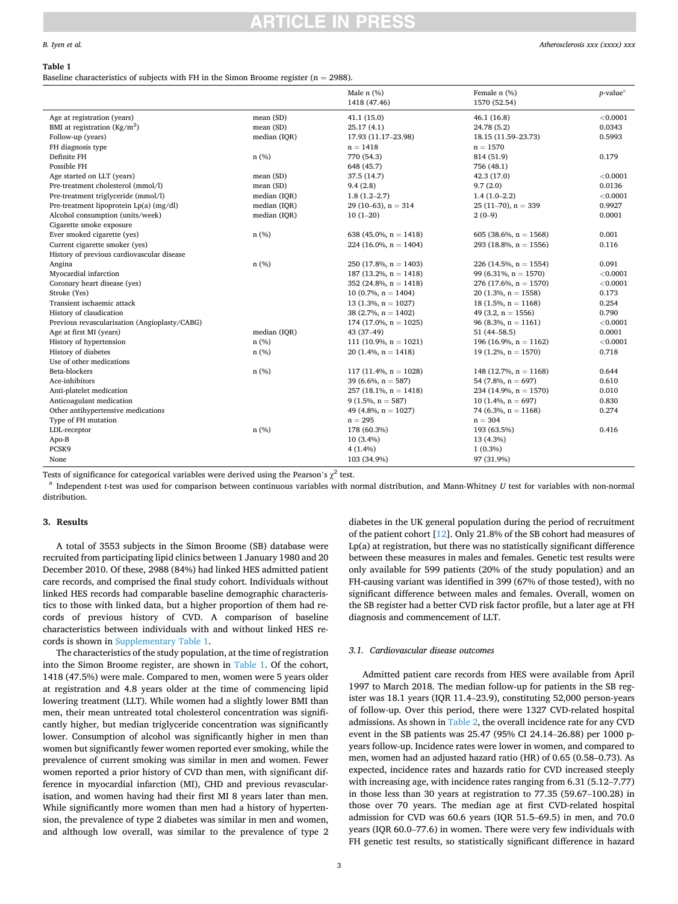**Table 1**

Baseline characteristics of subjects with FH in the Simon Broome register (n = 2988).

| | | Male n (%) 1418 (47.46) | Female n (%) 1570 (52.54) | p-value[a] |
|---|---|---|---|---|
| Age at registration (years) | mean (SD) | 41.1 (15.0) | 46.1 (16.8) | <0.0001 |
| BMI at registration (Kg/m$^2$) | mean (SD) | 25.17 (4.1) | 24.78 (5.2) | 0.0343 |
| Follow-up (years) | median (IQR) | 17.93 (11.17–23.98) | 18.15 (11.59–23.73) | 0.5993 |
| FH diagnosis type | | n = 1418 | n = 1570 | |
| Definite FH | n (%) | 770 (54.3) | 814 (51.9) | 0.179 |
| Possible FH | | 648 (45.7) | 756 (48.1) | |
| Age started on LLT (years) | mean (SD) | 37.5 (14.7) | 42.3 (17.0) | <0.0001 |
| Pre-treatment cholesterol (mmol/l) | mean (SD) | 9.4 (2.8) | 9.7 (2.0) | 0.0136 |
| Pre-treatment triglyceride (mmol/l) | median (IQR) | 1.8 (1.2–2.7) | 1.4 (1.0–2.2) | <0.0001 |
| Pre-treatment lipoprotein Lp(a) (mg/dl) | median (IQR) | 29 (10–63), n = 314 | 25 (11–70), n = 339 | 0.9927 |
| Alcohol consumption (units/week) | median (IQR) | 10 (1–20) | 2 (0–9) | 0.0001 |
| Cigarette smoke exposure | | | | |
| Ever smoked cigarette (yes) | n (%) | 638 (45.0%, n = 1418) | 605 (38.6%, n = 1568) | 0.001 |
| Current cigarette smoker (yes) | | 224 (16.0%, n = 1404) | 293 (18.8%, n = 1556) | 0.116 |
| History of previous cardiovascular disease | | | | |
| Angina | n (%) | 250 (17.8%, n = 1403) | 226 (14.5%, n = 1554) | 0.091 |
| Myocardial infarction | | 187 (13.2%, n = 1418) | 99 (6.31%, n = 1570) | <0.0001 |
| Coronary heart disease (yes) | | 352 (24.8%, n = 1418) | 276 (17.6%, n = 1570) | <0.0001 |
| Stroke (Yes) | | 10 (0.7%, n = 1404) | 20 (1.3%, n = 1558) | 0.173 |
| Transient ischaemic attack | | 13 (1.3%, n = 1027) | 18 (1.5%, n = 1168) | 0.254 |
| History of claudication | | 38 (2.7%, n = 1402) | 49 (3.2, n = 1556) | 0.790 |
| Previous revascularisation (Angioplasty/CABG) | | 174 (17.0%, n = 1025) | 96 (8.3%, n = 1161) | <0.0001 |
| Age at first MI (years) | median (IQR) | 43 (37–49) | 51 (44–58.5) | 0.0001 |
| History of hypertension | n (%) | 111 (10.9%, n = 1021) | 196 (16.9%, n = 1162) | <0.0001 |
| History of diabetes | n (%) | 20 (1.4%, n = 1418) | 19 (1.2%, n = 1570) | 0.718 |
| Use of other medications | | | | |
| Beta-blockers | n (%) | 117 (11.4%, n = 1028) | 148 (12.7%, n = 1168) | 0.644 |
| Ace-inhibitors | | 39 (6.6%, n = 587) | 54 (7.8%, n = 697) | 0.610 |
| Anti-platelet medication | | 257 (18.1%, n = 1418) | 234 (14.9%, n = 1570) | 0.010 |
| Anticoagulant medication | | 9 (1.5%, n = 587) | 10 (1.4%, n = 697) | 0.830 |
| Other antihypertensive medications | | 49 (4.8%, n = 1027) | 74 (6.3%, n = 1168) | 0.274 |
| Type of FH mutation | | n = 295 | n = 304 | |
| LDL-receptor | n (%) | 178 (60.3%) | 193 (63.5%) | 0.416 |
| Apo-B | | 10 (3.4%) | 13 (4.3%) | |
| PCSK9 | | 4 (1.4%) | 1 (0.3%) | |
| None | | 103 (34.9%) | 97 (31.9%) | |

Tests of significance for categorical variables were derived using the Pearson's $\chi^2$ test.

[a] Independent *t*-test was used for comparison between continuous variables with normal distribution, and Mann-Whitney *U* test for variables with non-normal distribution.

## 3. Results

A total of 3553 subjects in the Simon Broome (SB) database were recruited from participating lipid clinics between 1 January 1980 and 20 December 2010. Of these, 2988 (84%) had linked HES admitted patient care records, and comprised the final study cohort. Individuals without linked HES records had comparable baseline demographic characteristics to those with linked data, but a higher proportion of them had records of previous history of CVD. A comparison of baseline characteristics between individuals with and without linked HES records is shown in Supplementary Table 1.

The characteristics of the study population, at the time of registration into the Simon Broome register, are shown in Table 1. Of the cohort, 1418 (47.5%) were male. Compared to men, women were 5 years older at registration and 4.8 years older at the time of commencing lipid lowering treatment (LLT). While women had a slightly lower BMI than men, their mean untreated total cholesterol concentration was significantly higher, but median triglyceride concentration was significantly lower. Consumption of alcohol was significantly higher in men than women but significantly fewer women reported ever smoking, while the prevalence of current smoking was similar in men and women. Fewer women reported a prior history of CVD than men, with significant difference in myocardial infarction (MI), CHD and previous revascularisation, and women having had their first MI 8 years later than men. While significantly more women than men had a history of hypertension, the prevalence of type 2 diabetes was similar in men and women, and although low overall, was similar to the prevalence of type 2 diabetes in the UK general population during the period of recruitment of the patient cohort [12]. Only 21.8% of the SB cohort had measures of Lp(a) at registration, but there was no statistically significant difference between these measures in males and females. Genetic test results were only available for 599 patients (20% of the study population) and an FH-causing variant was identified in 399 (67% of those tested), with no significant difference between males and females. Overall, women on the SB register had a better CVD risk factor profile, but a later age at FH diagnosis and commencement of LLT.

### 3.1. Cardiovascular disease outcomes

Admitted patient care records from HES were available from April 1997 to March 2018. The median follow-up for patients in the SB register was 18.1 years (IQR 11.4–23.9), constituting 52,000 person-years of follow-up. Over this period, there were 1327 CVD-related hospital admissions. As shown in Table 2, the overall incidence rate for any CVD event in the SB patients was 25.47 (95% CI 24.14–26.88) per 1000 p-years follow-up. Incidence rates were lower in women, and compared to men, women had an adjusted hazard ratio (HR) of 0.65 (0.58–0.73). As expected, incidence rates and hazards ratio for CVD increased steeply with increasing age, with incidence rates ranging from 6.31 (5.12–7.77) in those less than 30 years at registration to 77.35 (59.67–100.28) in those over 70 years. The median age at first CVD-related hospital admission for CVD was 60.6 years (IQR 51.5–69.5) in men, and 70.0 years (IQR 60.0–77.6) in women. There were very few individuals with FH genetic test results, so statistically significant difference in hazard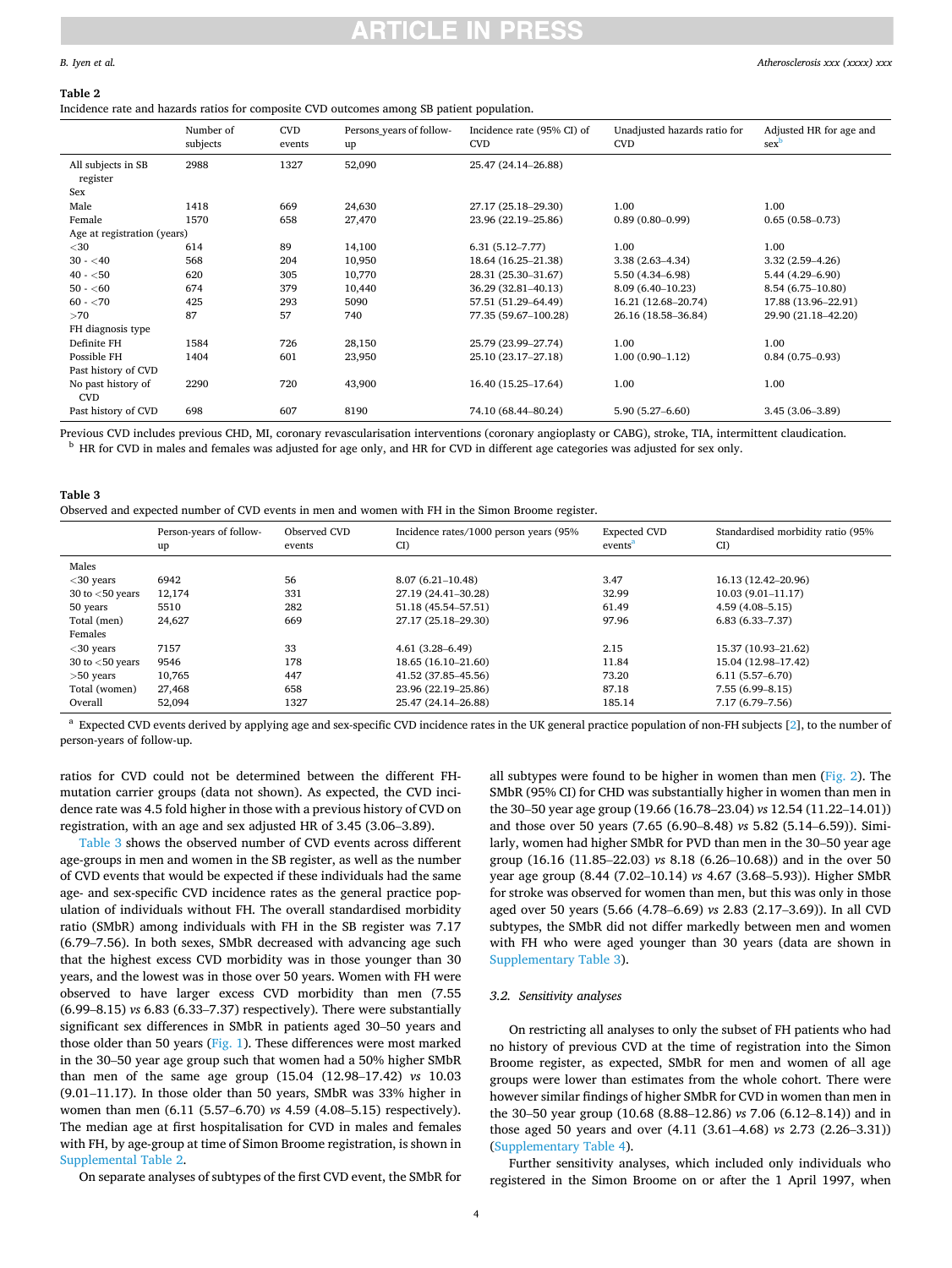**Table 2**

Incidence rate and hazards ratios for composite CVD outcomes among SB patient population.

| | Number of subjects | CVD events | Persons_years of follow-up | Incidence rate (95% CI) of CVD | Unadjusted hazards ratio for CVD | Adjusted HR for age and sex[b] |
|---|---|---|---|---|---|---|
| All subjects in SB register | 2988 | 1327 | 52,090 | 25.47 (24.14–26.88) | | |
| Sex | | | | | | |
| Male | 1418 | 669 | 24,630 | 27.17 (25.18–29.30) | 1.00 | 1.00 |
| Female | 1570 | 658 | 27,470 | 23.96 (22.19–25.86) | 0.89 (0.80–0.99) | 0.65 (0.58–0.73) |
| Age at registration (years) | | | | | | |
| <30 | 614 | 89 | 14,100 | 6.31 (5.12–7.77) | 1.00 | 1.00 |
| 30 - <40 | 568 | 204 | 10,950 | 18.64 (16.25–21.38) | 3.38 (2.63–4.34) | 3.32 (2.59–4.26) |
| 40 - <50 | 620 | 305 | 10,770 | 28.31 (25.30–31.67) | 5.50 (4.34–6.98) | 5.44 (4.29–6.90) |
| 50 - <60 | 674 | 379 | 10,440 | 36.29 (32.81–40.13) | 8.09 (6.40–10.23) | 8.54 (6.75–10.80) |
| 60 - <70 | 425 | 293 | 5090 | 57.51 (51.29–64.49) | 16.21 (12.68–20.74) | 17.88 (13.96–22.91) |
| >70 | 87 | 57 | 740 | 77.35 (59.67–100.28) | 26.16 (18.58–36.84) | 29.90 (21.18–42.20) |
| FH diagnosis type | | | | | | |
| Definite FH | 1584 | 726 | 28,150 | 25.79 (23.99–27.74) | 1.00 | 1.00 |
| Possible FH | 1404 | 601 | 23,950 | 25.10 (23.17–27.18) | 1.00 (0.90–1.12) | 0.84 (0.75–0.93) |
| Past history of CVD | | | | | | |
| No past history of CVD | 2290 | 720 | 43,900 | 16.40 (15.25–17.64) | 1.00 | 1.00 |
| Past history of CVD | 698 | 607 | 8190 | 74.10 (68.44–80.24) | 5.90 (5.27–6.60) | 3.45 (3.06–3.89) |

Previous CVD includes previous CHD, MI, coronary revascularisation interventions (coronary angioplasty or CABG), stroke, TIA, intermittent claudication.

[b] HR for CVD in males and females was adjusted for age only, and HR for CVD in different age categories was adjusted for sex only.

**Table 3**

Observed and expected number of CVD events in men and women with FH in the Simon Broome register.

| | Person-years of follow-up | Observed CVD events | Incidence rates/1000 person years (95% CI) | Expected CVD events[a] | Standardised morbidity ratio (95% CI) |
|---|---|---|---|---|---|
| Males | | | | | |
| <30 years | 6942 | 56 | 8.07 (6.21–10.48) | 3.47 | 16.13 (12.42–20.96) |
| 30 to <50 years | 12,174 | 331 | 27.19 (24.41–30.28) | 32.99 | 10.03 (9.01–11.17) |
| 50 years | 5510 | 282 | 51.18 (45.54–57.51) | 61.49 | 4.59 (4.08–5.15) |
| Total (men) | 24,627 | 669 | 27.17 (25.18–29.30) | 97.96 | 6.83 (6.33–7.37) |
| Females | | | | | |
| <30 years | 7157 | 33 | 4.61 (3.28–6.49) | 2.15 | 15.37 (10.93–21.62) |
| 30 to <50 years | 9546 | 178 | 18.65 (16.10–21.60) | 11.84 | 15.04 (12.98–17.42) |
| >50 years | 10,765 | 447 | 41.52 (37.85–45.56) | 73.20 | 6.11 (5.57–6.70) |
| Total (women) | 27,468 | 658 | 23.96 (22.19–25.86) | 87.18 | 7.55 (6.99–8.15) |
| Overall | 52,094 | 1327 | 25.47 (24.14–26.88) | 185.14 | 7.17 (6.79–7.56) |

[a] Expected CVD events derived by applying age and sex-specific CVD incidence rates in the UK general practice population of non-FH subjects [2], to the number of person-years of follow-up.

ratios for CVD could not be determined between the different FH-mutation carrier groups (data not shown). As expected, the CVD incidence rate was 4.5 fold higher in those with a previous history of CVD on registration, with an age and sex adjusted HR of 3.45 (3.06–3.89).

Table 3 shows the observed number of CVD events across different age-groups in men and women in the SB register, as well as the number of CVD events that would be expected if these individuals had the same age- and sex-specific CVD incidence rates as the general practice population of individuals without FH. The overall standardised morbidity ratio (SMbR) among individuals with FH in the SB register was 7.17 (6.79–7.56). In both sexes, SMbR decreased with advancing age such that the highest excess CVD morbidity was in those younger than 30 years, and the lowest was in those over 50 years. Women with FH were observed to have larger excess CVD morbidity than men (7.55 (6.99–8.15) *vs* 6.83 (6.33–7.37) respectively). There were substantially significant sex differences in SMbR in patients aged 30–50 years and those older than 50 years (Fig. 1). These differences were most marked in the 30–50 year age group such that women had a 50% higher SMbR than men of the same age group (15.04 (12.98–17.42) *vs* 10.03 (9.01–11.17). In those older than 50 years, SMbR was 33% higher in women than men (6.11 (5.57–6.70) *vs* 4.59 (4.08–5.15) respectively). The median age at first hospitalisation for CVD in males and females with FH, by age-group at time of Simon Broome registration, is shown in Supplemental Table 2.

On separate analyses of subtypes of the first CVD event, the SMbR for all subtypes were found to be higher in women than men (Fig. 2). The SMbR (95% CI) for CHD was substantially higher in women than men in the 30–50 year age group (19.66 (16.78–23.04) *vs* 12.54 (11.22–14.01)) and those over 50 years (7.65 (6.90–8.48) *vs* 5.82 (5.14–6.59)). Similarly, women had higher SMbR for PVD than men in the 30–50 year age group (16.16 (11.85–22.03) *vs* 8.18 (6.26–10.68)) and in the over 50 year age group (8.44 (7.02–10.14) *vs* 4.67 (3.68–5.93)). Higher SMbR for stroke was observed for women than men, but this was only in those aged over 50 years (5.66 (4.78–6.69) *vs* 2.83 (2.17–3.69)). In all CVD subtypes, the SMbR did not differ markedly between men and women with FH who were aged younger than 30 years (data are shown in Supplementary Table 3).

### 3.2. Sensitivity analyses

On restricting all analyses to only the subset of FH patients who had no history of previous CVD at the time of registration into the Simon Broome register, as expected, SMbR for men and women of all age groups were lower than estimates from the whole cohort. There were however similar findings of higher SMbR for CVD in women than men in the 30–50 year group (10.68 (8.88–12.86) *vs* 7.06 (6.12–8.14)) and in those aged 50 years and over (4.11 (3.61–4.68) *vs* 2.73 (2.26–3.31)) (Supplementary Table 4).

Further sensitivity analyses, which included only individuals who registered in the Simon Broome on or after the 1 April 1997, when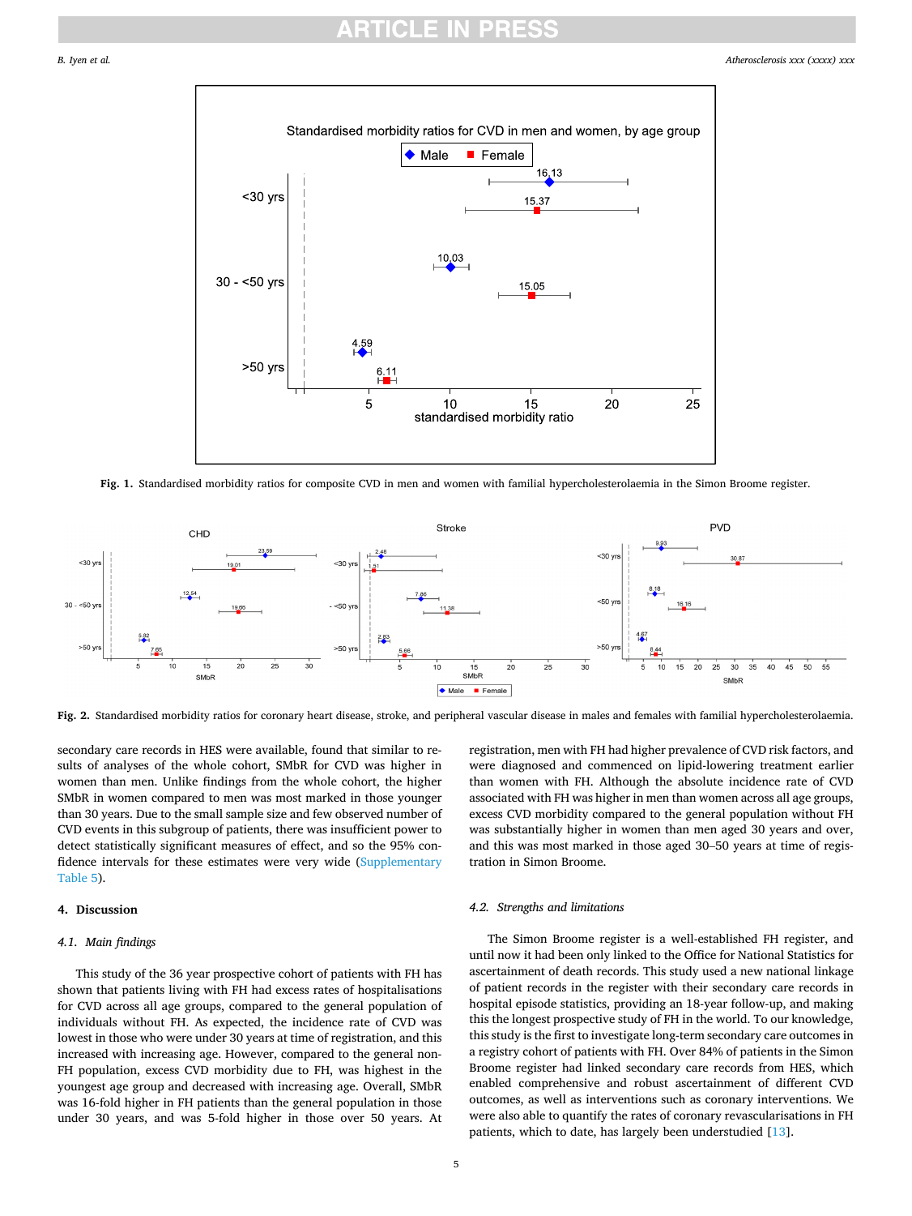Fig. 1. Standardised morbidity ratios for composite CVD in men and women with familial hypercholesterolaemia in the Simon Broome register.

Fig. 2. Standardised morbidity ratios for coronary heart disease, stroke, and peripheral vascular disease in males and females with familial hypercholesterolaemia.

secondary care records in HES were available, found that similar to results of analyses of the whole cohort, SMbR for CVD was higher in women than men. Unlike findings from the whole cohort, the higher SMbR in women compared to men was most marked in those younger than 30 years. Due to the small sample size and few observed number of CVD events in this subgroup of patients, there was insufficient power to detect statistically significant measures of effect, and so the 95% confidence intervals for these estimates were very wide (Supplementary Table 5).

## 4. Discussion

### 4.1. Main findings

This study of the 36 year prospective cohort of patients with FH has shown that patients living with FH had excess rates of hospitalisations for CVD across all age groups, compared to the general population of individuals without FH. As expected, the incidence rate of CVD was lowest in those who were under 30 years at time of registration, and this increased with increasing age. However, compared to the general non-FH population, excess CVD morbidity due to FH, was highest in the youngest age group and decreased with increasing age. Overall, SMbR was 16-fold higher in FH patients than the general population in those under 30 years, and was 5-fold higher in those over 50 years. At registration, men with FH had higher prevalence of CVD risk factors, and were diagnosed and commenced on lipid-lowering treatment earlier than women with FH. Although the absolute incidence rate of CVD associated with FH was higher in men than women across all age groups, excess CVD morbidity compared to the general population without FH was substantially higher in women than men aged 30 years and over, and this was most marked in those aged 30–50 years at time of registration in Simon Broome.

### 4.2. Strengths and limitations

The Simon Broome register is a well-established FH register, and until now it had been only linked to the Office for National Statistics for ascertainment of death records. This study used a new national linkage of patient records in the register with their secondary care records in hospital episode statistics, providing an 18-year follow-up, and making this the longest prospective study of FH in the world. To our knowledge, this study is the first to investigate long-term secondary care outcomes in a registry cohort of patients with FH. Over 84% of patients in the Simon Broome register had linked secondary care records from HES, which enabled comprehensive and robust ascertainment of different CVD outcomes, as well as interventions such as coronary interventions. We were also able to quantify the rates of coronary revascularisations in FH patients, which to date, has largely been understudied [13].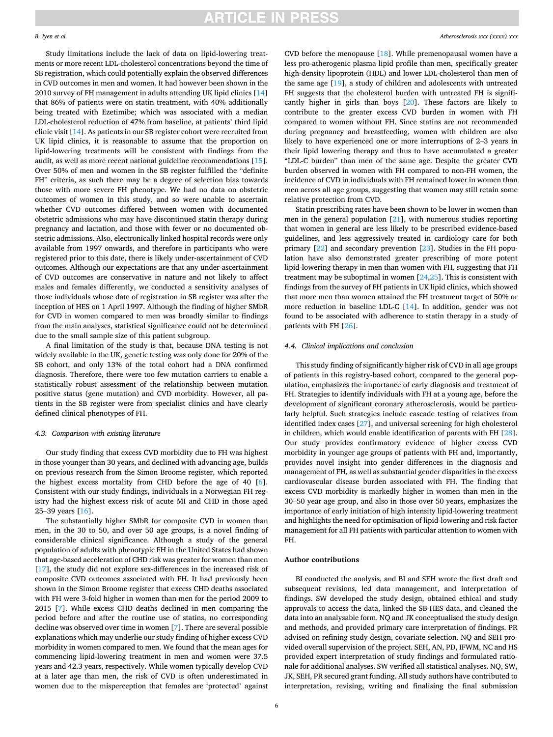Study limitations include the lack of data on lipid-lowering treatments or more recent LDL-cholesterol concentrations beyond the time of SB registration, which could potentially explain the observed differences in CVD outcomes in men and women. It had however been shown in the 2010 survey of FH management in adults attending UK lipid clinics [14] that 86% of patients were on statin treatment, with 40% additionally being treated with Ezetimibe; which was associated with a median LDL-cholesterol reduction of 47% from baseline, at patients' third lipid clinic visit [14]. As patients in our SB register cohort were recruited from UK lipid clinics, it is reasonable to assume that the proportion on lipid-lowering treatments will be consistent with findings from the audit, as well as more recent national guideline recommendations [15]. Over 50% of men and women in the SB register fulfilled the "definite FH" criteria, as such there may be a degree of selection bias towards those with more severe FH phenotype. We had no data on obstetric outcomes of women in this study, and so were unable to ascertain whether CVD outcomes differed between women with documented obstetric admissions who may have discontinued statin therapy during pregnancy and lactation, and those with fewer or no documented obstetric admissions. Also, electronically linked hospital records were only available from 1997 onwards, and therefore in participants who were registered prior to this date, there is likely under-ascertainment of CVD outcomes. Although our expectations are that any under-ascertainment of CVD outcomes are conservative in nature and not likely to affect males and females differently, we conducted a sensitivity analyses of those individuals whose date of registration in SB register was after the inception of HES on 1 April 1997. Although the finding of higher SMbR for CVD in women compared to men was broadly similar to findings from the main analyses, statistical significance could not be determined due to the small sample size of this patient subgroup.

A final limitation of the study is that, because DNA testing is not widely available in the UK, genetic testing was only done for 20% of the SB cohort, and only 13% of the total cohort had a DNA confirmed diagnosis. Therefore, there were too few mutation carriers to enable a statistically robust assessment of the relationship between mutation positive status (gene mutation) and CVD morbidity. However, all patients in the SB register were from specialist clinics and have clearly defined clinical phenotypes of FH.

### 4.3. Comparison with existing literature

Our study finding that excess CVD morbidity due to FH was highest in those younger than 30 years, and declined with advancing age, builds on previous research from the Simon Broome register, which reported the highest excess mortality from CHD before the age of 40 [6]. Consistent with our study findings, individuals in a Norwegian FH registry had the highest excess risk of acute MI and CHD in those aged 25–39 years [16].

The substantially higher SMbR for composite CVD in women than men, in the 30 to 50, and over 50 age groups, is a novel finding of considerable clinical significance. Although a study of the general population of adults with phenotypic FH in the United States had shown that age-based acceleration of CHD risk was greater for women than men [17], the study did not explore sex-differences in the increased risk of composite CVD outcomes associated with FH. It had previously been shown in the Simon Broome register that excess CHD deaths associated with FH were 3-fold higher in women than men for the period 2009 to 2015 [7]. While excess CHD deaths declined in men comparing the period before and after the routine use of statins, no corresponding decline was observed over time in women [7]. There are several possible explanations which may underlie our study finding of higher excess CVD morbidity in women compared to men. We found that the mean ages for commencing lipid-lowering treatment in men and women were 37.5 years and 42.3 years, respectively. While women typically develop CVD at a later age than men, the risk of CVD is often underestimated in women due to the misperception that females are 'protected' against CVD before the menopause [18]. While premenopausal women have a less pro-atherogenic plasma lipid profile than men, specifically greater high-density lipoprotein (HDL) and lower LDL-cholesterol than men of the same age [19], a study of children and adolescents with untreated FH suggests that the cholesterol burden with untreated FH is significantly higher in girls than boys [20]. These factors are likely to contribute to the greater excess CVD burden in women with FH compared to women without FH. Since statins are not recommended during pregnancy and breastfeeding, women with children are also likely to have experienced one or more interruptions of 2–3 years in their lipid lowering therapy and thus to have accumulated a greater "LDL-C burden" than men of the same age. Despite the greater CVD burden observed in women with FH compared to non-FH women, the incidence of CVD in individuals with FH remained lower in women than men across all age groups, suggesting that women may still retain some relative protection from CVD.

Statin prescribing rates have been shown to be lower in women than men in the general population [21], with numerous studies reporting that women in general are less likely to be prescribed evidence-based guidelines, and less aggressively treated in cardiology care for both primary [22] and secondary prevention [23]. Studies in the FH population have also demonstrated greater prescribing of more potent lipid-lowering therapy in men than women with FH, suggesting that FH treatment may be suboptimal in women [24,25]. This is consistent with findings from the survey of FH patients in UK lipid clinics, which showed that more men than women attained the FH treatment target of 50% or more reduction in baseline LDL-C [14]. In addition, gender was not found to be associated with adherence to statin therapy in a study of patients with FH [26].

### 4.4. Clinical implications and conclusion

This study finding of significantly higher risk of CVD in all age groups of patients in this registry-based cohort, compared to the general population, emphasizes the importance of early diagnosis and treatment of FH. Strategies to identify individuals with FH at a young age, before the development of significant coronary atherosclerosis, would be particularly helpful. Such strategies include cascade testing of relatives from identified index cases [27], and universal screening for high cholesterol in children, which would enable identification of parents with FH [28]. Our study provides confirmatory evidence of higher excess CVD morbidity in younger age groups of patients with FH and, importantly, provides novel insight into gender differences in the diagnosis and management of FH, as well as substantial gender disparities in the excess cardiovascular disease burden associated with FH. The finding that excess CVD morbidity is markedly higher in women than men in the 30–50 year age group, and also in those over 50 years, emphasizes the importance of early initiation of high intensity lipid-lowering treatment and highlights the need for optimisation of lipid-lowering and risk factor management for all FH patients with particular attention to women with FH.

## Author contributions

BI conducted the analysis, and BI and SEH wrote the first draft and subsequent revisions, led data management, and interpretation of findings. SW developed the study design, obtained ethical and study approvals to access the data, linked the SB-HES data, and cleaned the data into an analysable form. NQ and JK conceptualised the study design and methods, and provided primary care interpretation of findings. PR advised on refining study design, covariate selection. NQ and SEH provided overall supervision of the project. SEH, AN, PD, IFWM, NC and HS provided expert interpretation of study findings and formulated rationale for additional analyses. SW verified all statistical analyses. NQ, SW, JK, SEH, PR secured grant funding. All study authors have contributed to interpretation, revising, writing and finalising the final submission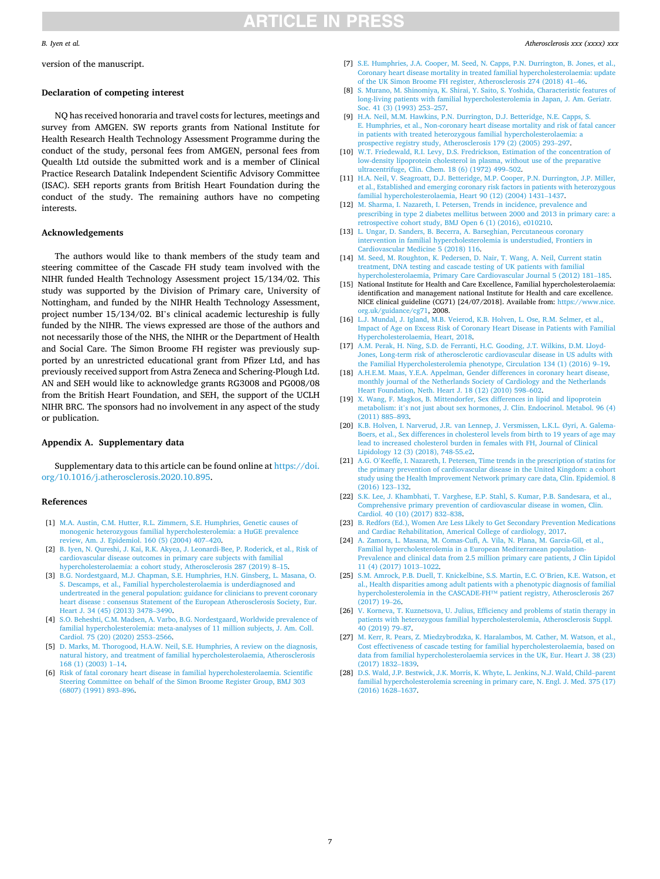version of the manuscript.

## Declaration of competing interest

NQ has received honoraria and travel costs for lectures, meetings and survey from AMGEN. SW reports grants from National Institute for Health Research Health Technology Assessment Programme during the conduct of the study, personal fees from AMGEN, personal fees from Quealth Ltd outside the submitted work and is a member of Clinical Practice Research Datalink Independent Scientific Advisory Committee (ISAC). SEH reports grants from British Heart Foundation during the conduct of the study. The remaining authors have no competing interests.

## Acknowledgements

The authors would like to thank members of the study team and steering committee of the Cascade FH study team involved with the NIHR funded Health Technology Assessment project 15/134/02. This study was supported by the Division of Primary care, University of Nottingham, and funded by the NIHR Health Technology Assessment, project number 15/134/02. BI's clinical academic lectureship is fully funded by the NIHR. The views expressed are those of the authors and not necessarily those of the NHS, the NIHR or the Department of Health and Social Care. The Simon Broome FH register was previously supported by an unrestricted educational grant from Pfizer Ltd, and has previously received support from Astra Zeneca and Schering-Plough Ltd. AN and SEH would like to acknowledge grants RG3008 and PG008/08 from the British Heart Foundation, and SEH, the support of the UCLH NIHR BRC. The sponsors had no involvement in any aspect of the study or publication.

## Appendix A. Supplementary data

Supplementary data to this article can be found online at https://doi.org/10.1016/j.atherosclerosis.2020.10.895.

## References

[1] M.A. Austin, C.M. Hutter, R.L. Zimmern, S.E. Humphries, Genetic causes of monogenic heterozygous familial hypercholesterolemia: a HuGE prevalence review, Am. J. Epidemiol. 160 (5) (2004) 407–420.

[2] B. Iyen, N. Qureshi, J. Kai, R.K. Akyea, J. Leonardi-Bee, P. Roderick, et al., Risk of cardiovascular disease outcomes in primary care subjects with familial hypercholesterolaemia: a cohort study, Atherosclerosis 287 (2019) 8–15.

[3] B.G. Nordestgaard, M.J. Chapman, S.E. Humphries, H.N. Ginsberg, L. Masana, O. S. Descamps, et al., Familial hypercholesterolaemia is underdiagnosed and undertreated in the general population: guidance for clinicians to prevent coronary heart disease : consensus Statement of the European Atherosclerosis Society, Eur. Heart J. 34 (45) (2013) 3478–3490.

[4] S.O. Beheshti, C.M. Madsen, A. Varbo, B.G. Nordestgaard, Worldwide prevalence of familial hypercholesterolemia: meta-analyses of 11 million subjects, J. Am. Coll. Cardiol. 75 (20) (2020) 2553–2566.

[5] D. Marks, M. Thorogood, H.A.W. Neil, S.E. Humphries, A review on the diagnosis, natural history, and treatment of familial hypercholesterolaemia, Atherosclerosis 168 (1) (2003) 1–14.

[6] Risk of fatal coronary heart disease in familial hypercholesterolaemia. Scientific Steering Committee on behalf of the Simon Broome Register Group, BMJ 303 (6807) (1991) 893–896.

[7] S.E. Humphries, J.A. Cooper, M. Seed, N. Capps, P.N. Durrington, B. Jones, et al., Coronary heart disease mortality in treated familial hypercholesterolaemia: update of the UK Simon Broome FH register, Atherosclerosis 274 (2018) 41–46.

[8] S. Murano, M. Shinomiya, K. Shirai, Y. Saito, S. Yoshida, Characteristic features of long-living patients with familial hypercholesterolemia in Japan, J. Am. Geriatr. Soc. 41 (3) (1993) 253–257.

[9] H.A. Neil, M.M. Hawkins, P.N. Durrington, D.J. Betteridge, N.E. Capps, S. E. Humphries, et al., Non-coronary heart disease mortality and risk of fatal cancer in patients with treated heterozygous familial hypercholesterolaemia: a prospective registry study, Atherosclerosis 179 (2) (2005) 293–297.

[10] W.T. Friedewald, R.I. Levy, D.S. Fredrickson, Estimation of the concentration of low-density lipoprotein cholesterol in plasma, without use of the preparative ultracentrifuge, Clin. Chem. 18 (6) (1972) 499–502.

[11] H.A. Neil, V. Seagroatt, D.J. Betteridge, M.P. Cooper, P.N. Durrington, J.P. Miller, et al., Established and emerging coronary risk factors in patients with heterozygous familial hypercholesterolaemia, Heart 90 (12) (2004) 1431–1437.

[12] M. Sharma, I. Nazareth, I. Petersen, Trends in incidence, prevalence and prescribing in type 2 diabetes mellitus between 2000 and 2013 in primary care: a retrospective cohort study, BMJ Open 6 (1) (2016), e010210.

[13] L. Ungar, D. Sanders, B. Becerra, A. Barseghian, Percutaneous coronary intervention in familial hypercholesterolemia is understudied, Frontiers in Cardiovascular Medicine 5 (2018) 116.

[14] M. Seed, M. Roughton, K. Pedersen, D. Nair, T. Wang, A. Neil, Current statin treatment, DNA testing and cascade testing of UK patients with familial hypercholesterolaemia, Primary Care Cardiovascular Journal 5 (2012) 181–185.

[15] National Institute for Health and Care Excellence, Familial hypercholesterolaemia: identification and management national Institute for Health and care excellence. NICE clinical guideline (CG71) [24/07/2018]. Available from: https://www.nice.org.uk/guidance/cg71, 2008.

[16] L.J. Mundal, J. Igland, M.B. Veierod, K.B. Holven, L. Ose, R.M. Selmer, et al., Impact of Age on Excess Risk of Coronary Heart Disease in Patients with Familial Hypercholesterolaemia, Heart, 2018.

[17] A.M. Perak, H. Ning, S.D. de Ferranti, H.C. Gooding, J.T. Wilkins, D.M. Lloyd-Jones, Long-term risk of atherosclerotic cardiovascular disease in US adults with the Familial Hypercholesterolemia phenotype, Circulation 134 (1) (2016) 9–19.

[18] A.H.E.M. Maas, Y.E.A. Appelman, Gender differences in coronary heart disease, monthly journal of the Netherlands Society of Cardiology and the Netherlands Heart Foundation, Neth. Heart J. 18 (12) (2010) 598–602.

[19] X. Wang, F. Magkos, B. Mittendorfer, Sex differences in lipid and lipoprotein metabolism: it's not just about sex hormones, J. Clin. Endocrinol. Metab. 96 (4) (2011) 885–893.

[20] K.B. Holven, I. Narverud, J.R. van Lennep, J. Versmissen, L.K.L. Øyri, A. Galema-Boers, et al., Sex differences in cholesterol levels from birth to 19 years of age may lead to increased cholesterol burden in females with FH, Journal of Clinical Lipidology 12 (3) (2018), 748-55.e2.

[21] A.G. O'Keeffe, I. Nazareth, I. Petersen, Time trends in the prescription of statins for the primary prevention of cardiovascular disease in the United Kingdom: a cohort study using the Health Improvement Network primary care data, Clin. Epidemiol. 8 (2016) 123–132.

[22] S.K. Lee, J. Khambhati, T. Varghese, E.P. Stahl, S. Kumar, P.B. Sandesara, et al., Comprehensive primary prevention of cardiovascular disease in women, Clin. Cardiol. 40 (10) (2017) 832–838.

[23] B. Redfors (Ed.), Women Are Less Likely to Get Secondary Prevention Medications and Cardiac Rehabilitation, Americal College of cardiology, 2017.

[24] A. Zamora, L. Masana, M. Comas-Cufí, A. Vila, N. Plana, M. García-Gil, et al., Familial hypercholesterolemia in a European Mediterranean population-Prevalence and clinical data from 2.5 million primary care patients, J Clin Lipidol 11 (4) (2017) 1013–1022.

[25] S.M. Amrock, P.B. Duell, T. Knickelbine, S.S. Martin, E.C. O'Brien, K.E. Watson, et al., Health disparities among adult patients with a phenotypic diagnosis of familial hypercholesterolemia in the CASCADE-FH™ patient registry, Atherosclerosis 267 (2017) 19–26.

[26] V. Korneva, T. Kuznetsova, U. Julius, Efficiency and problems of statin therapy in patients with heterozygous familial hypercholesterolemia, Atherosclerosis Suppl. 40 (2019) 79–87.

[27] M. Kerr, R. Pears, Z. Miedzybrodzka, K. Haralambos, M. Cather, M. Watson, et al., Cost effectiveness of cascade testing for familial hypercholesterolaemia, based on data from familial hypercholesterolaemia services in the UK, Eur. Heart J. 38 (23) (2017) 1832–1839.

[28] D.S. Wald, J.P. Bestwick, J.K. Morris, K. Whyte, L. Jenkins, N.J. Wald, Child–parent familial hypercholesterolemia screening in primary care, N. Engl. J. Med. 375 (17) (2016) 1628–1637.